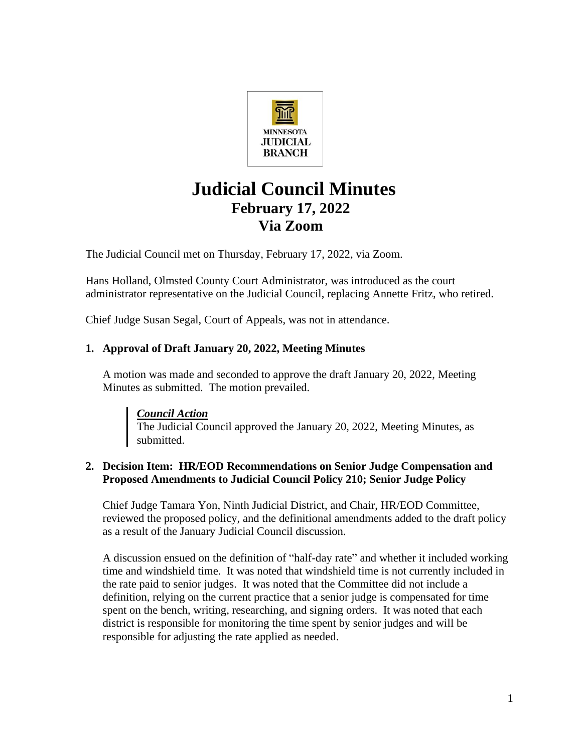MINNESOTA
JUDICIAL
BRANCH

# Judicial Council Minutes
## February 17, 2022
## Via Zoom

The Judicial Council met on Thursday, February 17, 2022, via Zoom.

Hans Holland, Olmsted County Court Administrator, was introduced as the court administrator representative on the Judicial Council, replacing Annette Fritz, who retired.

Chief Judge Susan Segal, Court of Appeals, was not in attendance.

### 1. Approval of Draft January 20, 2022, Meeting Minutes

A motion was made and seconded to approve the draft January 20, 2022, Meeting Minutes as submitted. The motion prevailed.

> ***Council Action***
> The Judicial Council approved the January 20, 2022, Meeting Minutes, as submitted.

### 2. Decision Item: HR/EOD Recommendations on Senior Judge Compensation and Proposed Amendments to Judicial Council Policy 210; Senior Judge Policy

Chief Judge Tamara Yon, Ninth Judicial District, and Chair, HR/EOD Committee, reviewed the proposed policy, and the definitional amendments added to the draft policy as a result of the January Judicial Council discussion.

A discussion ensued on the definition of "half-day rate" and whether it included working time and windshield time. It was noted that windshield time is not currently included in the rate paid to senior judges. It was noted that the Committee did not include a definition, relying on the current practice that a senior judge is compensated for time spent on the bench, writing, researching, and signing orders. It was noted that each district is responsible for monitoring the time spent by senior judges and will be responsible for adjusting the rate applied as needed.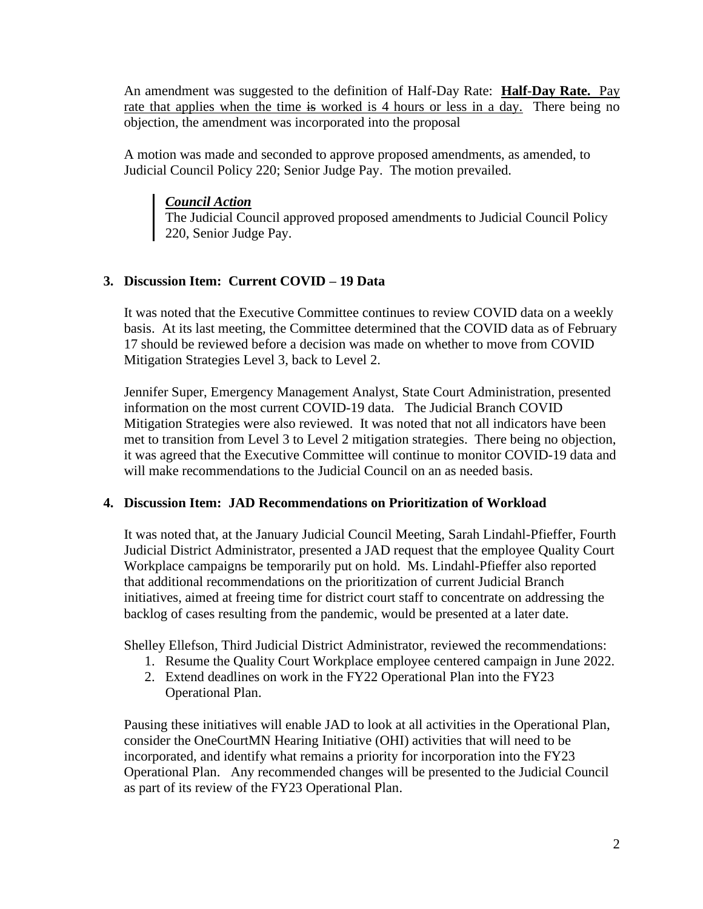An amendment was suggested to the definition of Half-Day Rate: **Half-Day Rate.** Pay rate that applies when the time ~~is~~ worked is 4 hours or less in a day. There being no objection, the amendment was incorporated into the proposal

A motion was made and seconded to approve proposed amendments, as amended, to Judicial Council Policy 220; Senior Judge Pay. The motion prevailed.

> ***Council Action***
> The Judicial Council approved proposed amendments to Judicial Council Policy 220, Senior Judge Pay.

**3. Discussion Item: Current COVID – 19 Data**

It was noted that the Executive Committee continues to review COVID data on a weekly basis. At its last meeting, the Committee determined that the COVID data as of February 17 should be reviewed before a decision was made on whether to move from COVID Mitigation Strategies Level 3, back to Level 2.

Jennifer Super, Emergency Management Analyst, State Court Administration, presented information on the most current COVID-19 data. The Judicial Branch COVID Mitigation Strategies were also reviewed. It was noted that not all indicators have been met to transition from Level 3 to Level 2 mitigation strategies. There being no objection, it was agreed that the Executive Committee will continue to monitor COVID-19 data and will make recommendations to the Judicial Council on an as needed basis.

**4. Discussion Item: JAD Recommendations on Prioritization of Workload**

It was noted that, at the January Judicial Council Meeting, Sarah Lindahl-Pfieffer, Fourth Judicial District Administrator, presented a JAD request that the employee Quality Court Workplace campaigns be temporarily put on hold. Ms. Lindahl-Pfieffer also reported that additional recommendations on the prioritization of current Judicial Branch initiatives, aimed at freeing time for district court staff to concentrate on addressing the backlog of cases resulting from the pandemic, would be presented at a later date.

Shelley Ellefson, Third Judicial District Administrator, reviewed the recommendations:

1. Resume the Quality Court Workplace employee centered campaign in June 2022.
2. Extend deadlines on work in the FY22 Operational Plan into the FY23 Operational Plan.

Pausing these initiatives will enable JAD to look at all activities in the Operational Plan, consider the OneCourtMN Hearing Initiative (OHI) activities that will need to be incorporated, and identify what remains a priority for incorporation into the FY23 Operational Plan. Any recommended changes will be presented to the Judicial Council as part of its review of the FY23 Operational Plan.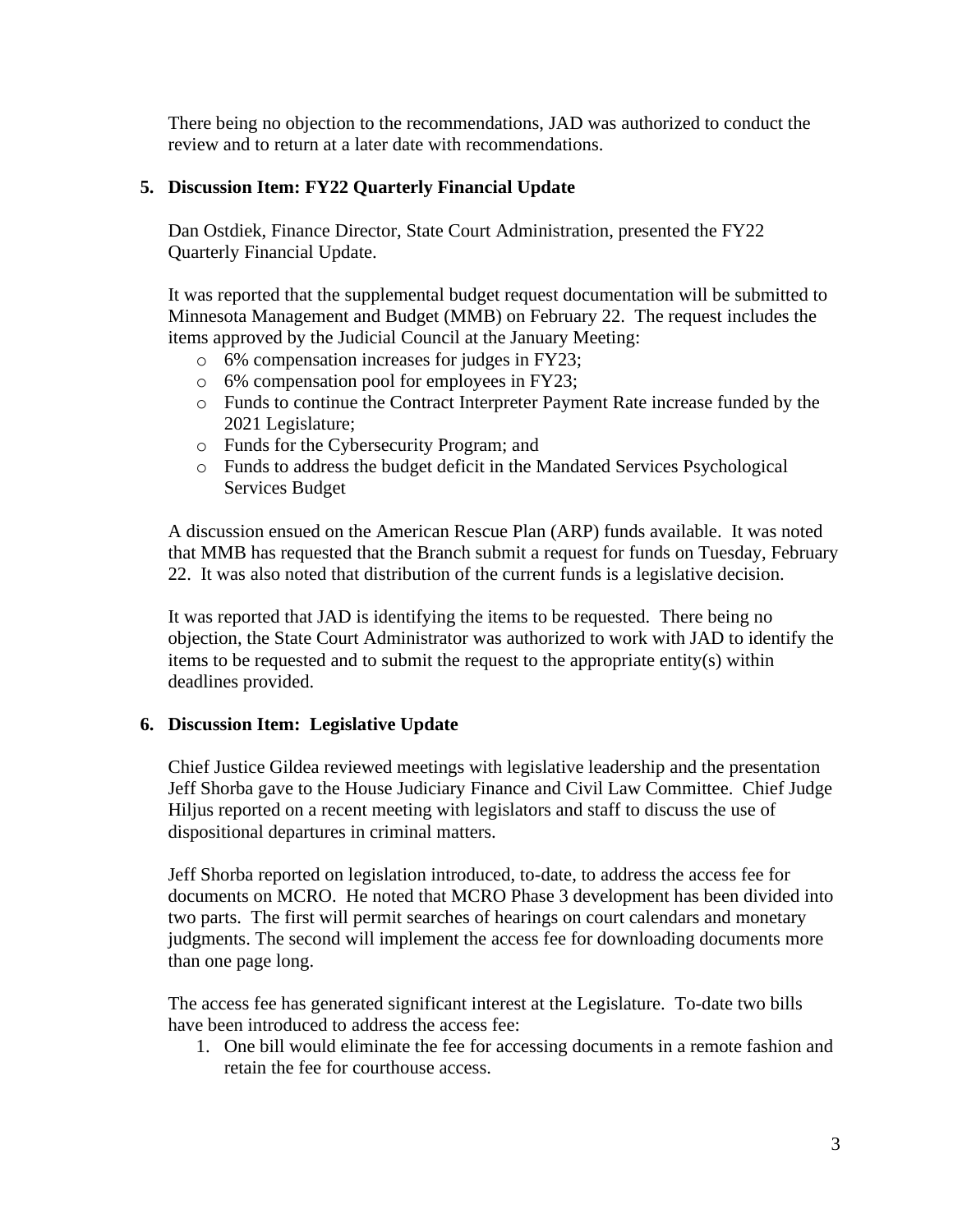There being no objection to the recommendations, JAD was authorized to conduct the review and to return at a later date with recommendations.

**5. Discussion Item: FY22 Quarterly Financial Update**

Dan Ostdiek, Finance Director, State Court Administration, presented the FY22 Quarterly Financial Update.

It was reported that the supplemental budget request documentation will be submitted to Minnesota Management and Budget (MMB) on February 22. The request includes the items approved by the Judicial Council at the January Meeting:

- 6% compensation increases for judges in FY23;
- 6% compensation pool for employees in FY23;
- Funds to continue the Contract Interpreter Payment Rate increase funded by the 2021 Legislature;
- Funds for the Cybersecurity Program; and
- Funds to address the budget deficit in the Mandated Services Psychological Services Budget

A discussion ensued on the American Rescue Plan (ARP) funds available. It was noted that MMB has requested that the Branch submit a request for funds on Tuesday, February 22. It was also noted that distribution of the current funds is a legislative decision.

It was reported that JAD is identifying the items to be requested. There being no objection, the State Court Administrator was authorized to work with JAD to identify the items to be requested and to submit the request to the appropriate entity(s) within deadlines provided.

**6. Discussion Item: Legislative Update**

Chief Justice Gildea reviewed meetings with legislative leadership and the presentation Jeff Shorba gave to the House Judiciary Finance and Civil Law Committee. Chief Judge Hiljus reported on a recent meeting with legislators and staff to discuss the use of dispositional departures in criminal matters.

Jeff Shorba reported on legislation introduced, to-date, to address the access fee for documents on MCRO. He noted that MCRO Phase 3 development has been divided into two parts. The first will permit searches of hearings on court calendars and monetary judgments. The second will implement the access fee for downloading documents more than one page long.

The access fee has generated significant interest at the Legislature. To-date two bills have been introduced to address the access fee:

1. One bill would eliminate the fee for accessing documents in a remote fashion and retain the fee for courthouse access.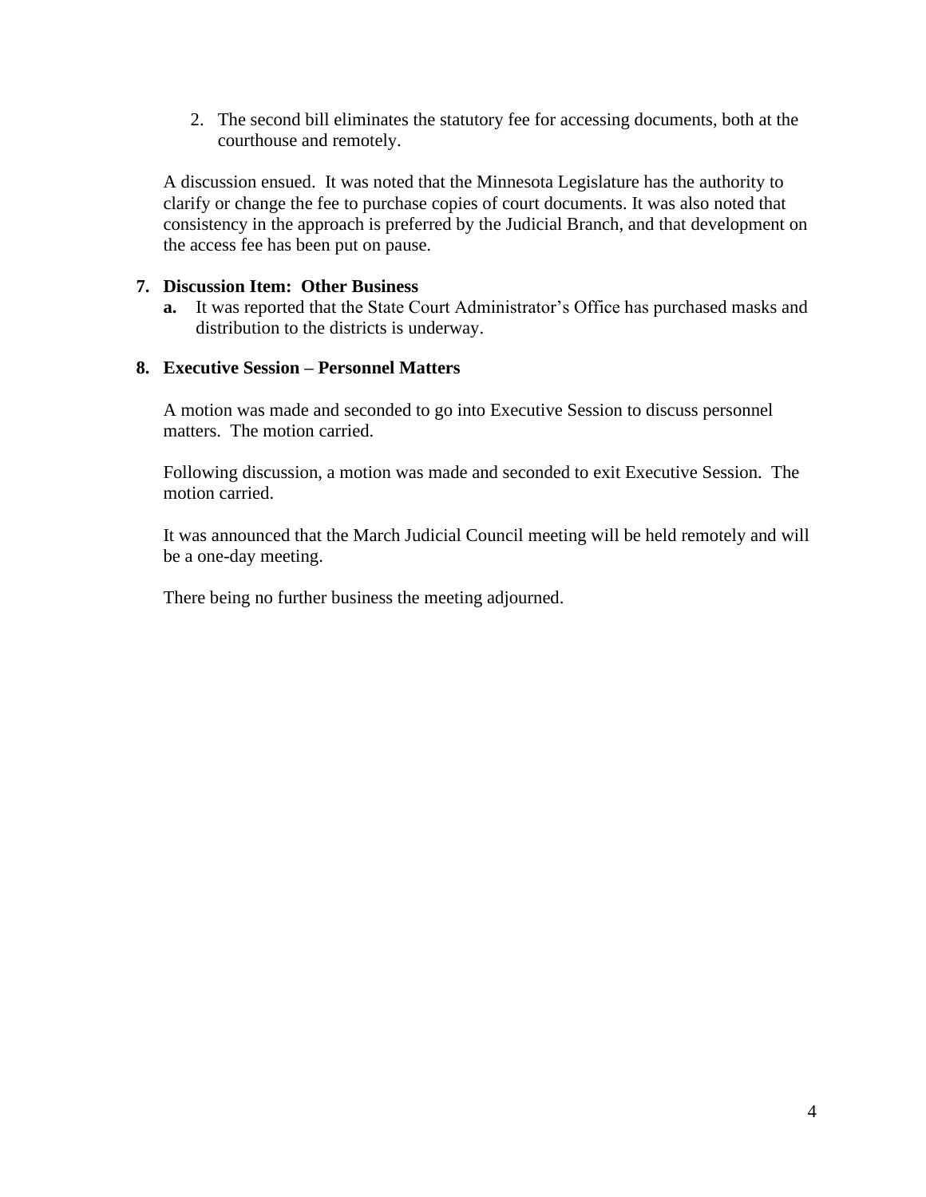2. The second bill eliminates the statutory fee for accessing documents, both at the courthouse and remotely.

A discussion ensued. It was noted that the Minnesota Legislature has the authority to clarify or change the fee to purchase copies of court documents. It was also noted that consistency in the approach is preferred by the Judicial Branch, and that development on the access fee has been put on pause.

**7. Discussion Item: Other Business**

**a.** It was reported that the State Court Administrator's Office has purchased masks and distribution to the districts is underway.

**8. Executive Session – Personnel Matters**

A motion was made and seconded to go into Executive Session to discuss personnel matters. The motion carried.

Following discussion, a motion was made and seconded to exit Executive Session. The motion carried.

It was announced that the March Judicial Council meeting will be held remotely and will be a one-day meeting.

There being no further business the meeting adjourned.